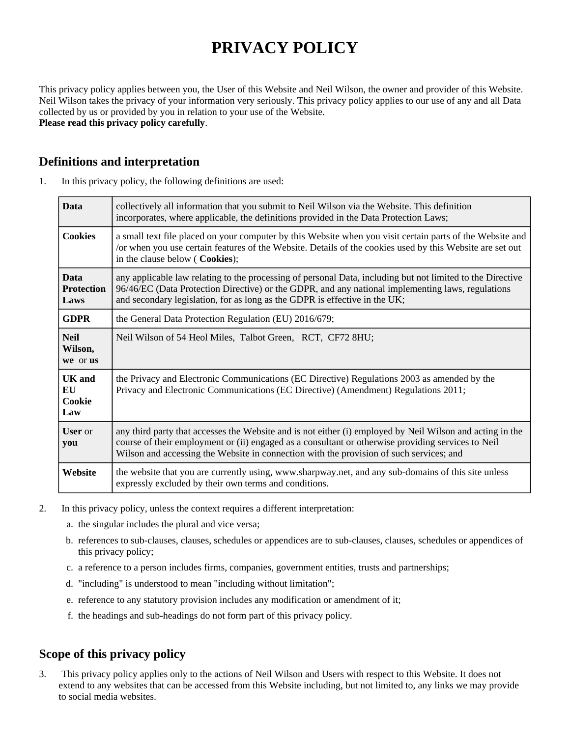# PRIVACY POLICY

This privacy policy applies between you, the User of this Website and Neil Wilson, the owner and provider of this Website. Neil Wilson takes the privacy of your information very seriously. This privacy policy applies to our use of any and all Data collected by us or provided by you in relation to your use of the Website.

**Please read this privacy policy carefully**.

## Definitions and interpretation

1. In this privacy policy, the following definitions are used:

| | |
|---|---|
| **Data** | collectively all information that you submit to Neil Wilson via the Website. This definition incorporates, where applicable, the definitions provided in the Data Protection Laws; |
| **Cookies** | a small text file placed on your computer by this Website when you visit certain parts of the Website and /or when you use certain features of the Website. Details of the cookies used by this Website are set out in the clause below ( **Cookies**); |
| **Data Protection Laws** | any applicable law relating to the processing of personal Data, including but not limited to the Directive 96/46/EC (Data Protection Directive) or the GDPR, and any national implementing laws, regulations and secondary legislation, for as long as the GDPR is effective in the UK; |
| **GDPR** | the General Data Protection Regulation (EU) 2016/679; |
| **Neil Wilson, we** or **us** | Neil Wilson of 54 Heol Miles, Talbot Green, RCT, CF72 8HU; |
| **UK and EU Cookie Law** | the Privacy and Electronic Communications (EC Directive) Regulations 2003 as amended by the Privacy and Electronic Communications (EC Directive) (Amendment) Regulations 2011; |
| **User** or **you** | any third party that accesses the Website and is not either (i) employed by Neil Wilson and acting in the course of their employment or (ii) engaged as a consultant or otherwise providing services to Neil Wilson and accessing the Website in connection with the provision of such services; and |
| **Website** | the website that you are currently using, www.sharpway.net, and any sub-domains of this site unless expressly excluded by their own terms and conditions. |

2. In this privacy policy, unless the context requires a different interpretation:
   a. the singular includes the plural and vice versa;
   b. references to sub-clauses, clauses, schedules or appendices are to sub-clauses, clauses, schedules or appendices of this privacy policy;
   c. a reference to a person includes firms, companies, government entities, trusts and partnerships;
   d. "including" is understood to mean "including without limitation";
   e. reference to any statutory provision includes any modification or amendment of it;
   f. the headings and sub-headings do not form part of this privacy policy.

## Scope of this privacy policy

3. This privacy policy applies only to the actions of Neil Wilson and Users with respect to this Website. It does not extend to any websites that can be accessed from this Website including, but not limited to, any links we may provide to social media websites.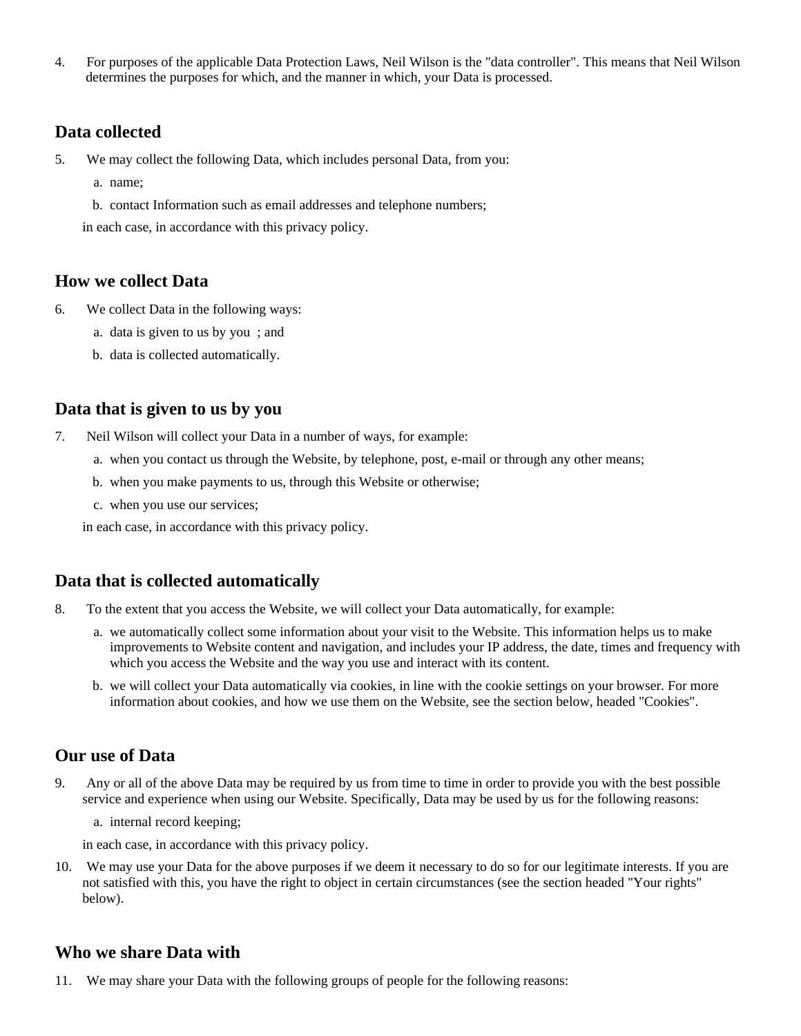4. For purposes of the applicable Data Protection Laws, Neil Wilson is the "data controller". This means that Neil Wilson determines the purposes for which, and the manner in which, your Data is processed.

## Data collected

5. We may collect the following Data, which includes personal Data, from you:
   a. name;
   b. contact Information such as email addresses and telephone numbers;

   in each case, in accordance with this privacy policy.

## How we collect Data

6. We collect Data in the following ways:
   a. data is given to us by you ; and
   b. data is collected automatically.

## Data that is given to us by you

7. Neil Wilson will collect your Data in a number of ways, for example:
   a. when you contact us through the Website, by telephone, post, e-mail or through any other means;
   b. when you make payments to us, through this Website or otherwise;
   c. when you use our services;

   in each case, in accordance with this privacy policy.

## Data that is collected automatically

8. To the extent that you access the Website, we will collect your Data automatically, for example:
   a. we automatically collect some information about your visit to the Website. This information helps us to make improvements to Website content and navigation, and includes your IP address, the date, times and frequency with which you access the Website and the way you use and interact with its content.
   b. we will collect your Data automatically via cookies, in line with the cookie settings on your browser. For more information about cookies, and how we use them on the Website, see the section below, headed "Cookies".

## Our use of Data

9. Any or all of the above Data may be required by us from time to time in order to provide you with the best possible service and experience when using our Website. Specifically, Data may be used by us for the following reasons:
   a. internal record keeping;

   in each case, in accordance with this privacy policy.

10. We may use your Data for the above purposes if we deem it necessary to do so for our legitimate interests. If you are not satisfied with this, you have the right to object in certain circumstances (see the section headed "Your rights" below).

## Who we share Data with

11. We may share your Data with the following groups of people for the following reasons: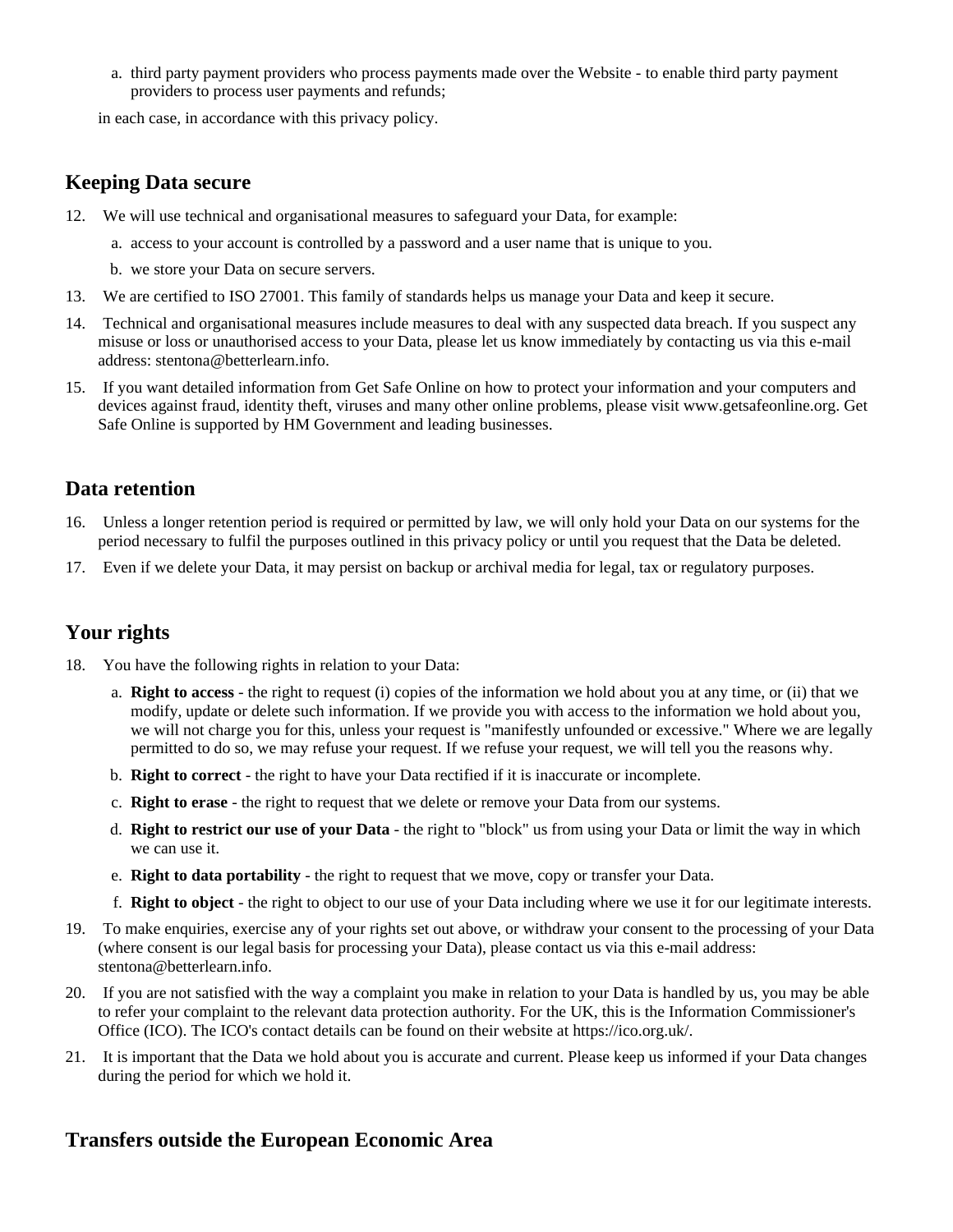a. third party payment providers who process payments made over the Website - to enable third party payment providers to process user payments and refunds;

in each case, in accordance with this privacy policy.

## Keeping Data secure

12. We will use technical and organisational measures to safeguard your Data, for example:
    a. access to your account is controlled by a password and a user name that is unique to you.
    b. we store your Data on secure servers.
13. We are certified to ISO 27001. This family of standards helps us manage your Data and keep it secure.
14. Technical and organisational measures include measures to deal with any suspected data breach. If you suspect any misuse or loss or unauthorised access to your Data, please let us know immediately by contacting us via this e-mail address: stentona@betterlearn.info.
15. If you want detailed information from Get Safe Online on how to protect your information and your computers and devices against fraud, identity theft, viruses and many other online problems, please visit www.getsafeonline.org. Get Safe Online is supported by HM Government and leading businesses.

## Data retention

16. Unless a longer retention period is required or permitted by law, we will only hold your Data on our systems for the period necessary to fulfil the purposes outlined in this privacy policy or until you request that the Data be deleted.
17. Even if we delete your Data, it may persist on backup or archival media for legal, tax or regulatory purposes.

## Your rights

18. You have the following rights in relation to your Data:
    a. **Right to access** - the right to request (i) copies of the information we hold about you at any time, or (ii) that we modify, update or delete such information. If we provide you with access to the information we hold about you, we will not charge you for this, unless your request is "manifestly unfounded or excessive." Where we are legally permitted to do so, we may refuse your request. If we refuse your request, we will tell you the reasons why.
    b. **Right to correct** - the right to have your Data rectified if it is inaccurate or incomplete.
    c. **Right to erase** - the right to request that we delete or remove your Data from our systems.
    d. **Right to restrict our use of your Data** - the right to "block" us from using your Data or limit the way in which we can use it.
    e. **Right to data portability** - the right to request that we move, copy or transfer your Data.
    f. **Right to object** - the right to object to our use of your Data including where we use it for our legitimate interests.
19. To make enquiries, exercise any of your rights set out above, or withdraw your consent to the processing of your Data (where consent is our legal basis for processing your Data), please contact us via this e-mail address: stentona@betterlearn.info.
20. If you are not satisfied with the way a complaint you make in relation to your Data is handled by us, you may be able to refer your complaint to the relevant data protection authority. For the UK, this is the Information Commissioner's Office (ICO). The ICO's contact details can be found on their website at https://ico.org.uk/.
21. It is important that the Data we hold about you is accurate and current. Please keep us informed if your Data changes during the period for which we hold it.

## Transfers outside the European Economic Area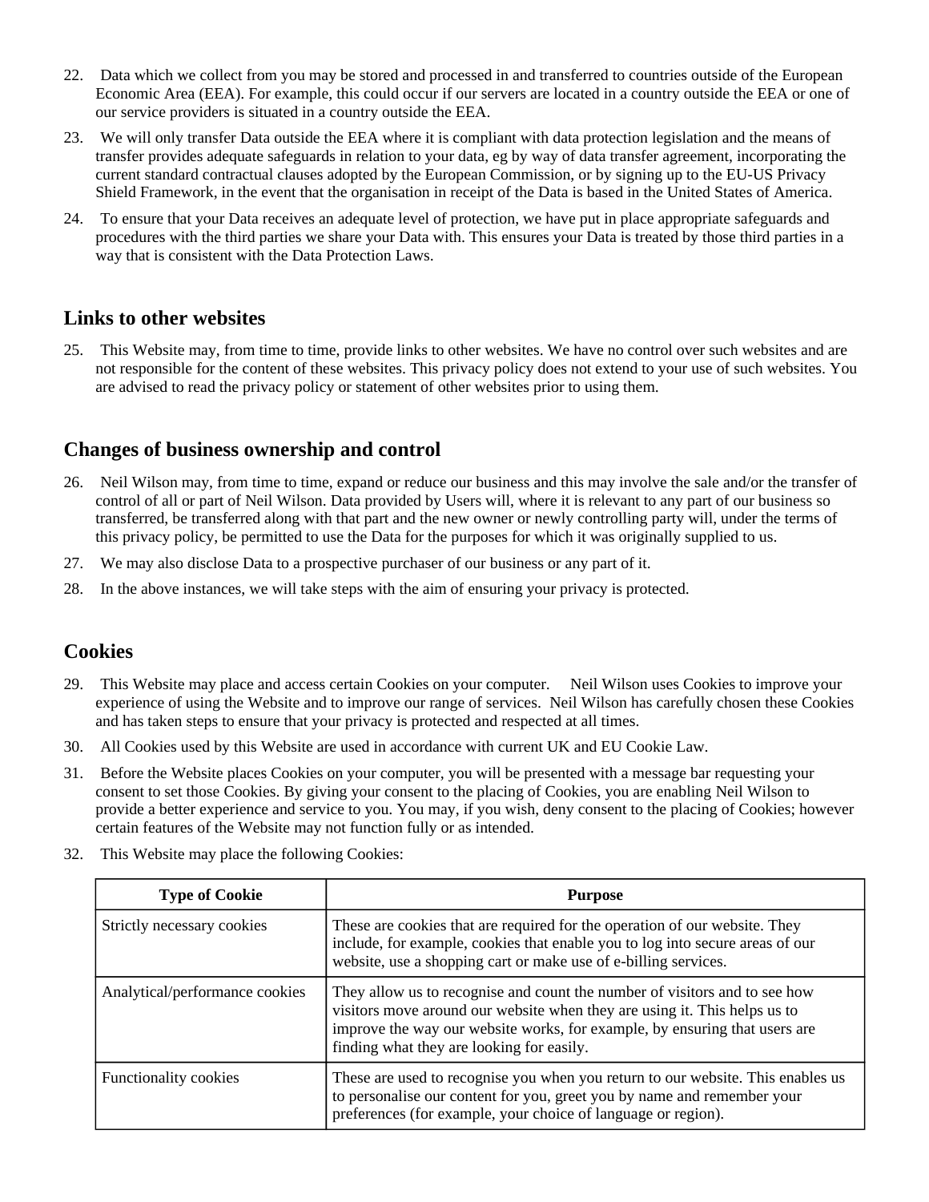22. Data which we collect from you may be stored and processed in and transferred to countries outside of the European Economic Area (EEA). For example, this could occur if our servers are located in a country outside the EEA or one of our service providers is situated in a country outside the EEA.
23. We will only transfer Data outside the EEA where it is compliant with data protection legislation and the means of transfer provides adequate safeguards in relation to your data, eg by way of data transfer agreement, incorporating the current standard contractual clauses adopted by the European Commission, or by signing up to the EU-US Privacy Shield Framework, in the event that the organisation in receipt of the Data is based in the United States of America.
24. To ensure that your Data receives an adequate level of protection, we have put in place appropriate safeguards and procedures with the third parties we share your Data with. This ensures your Data is treated by those third parties in a way that is consistent with the Data Protection Laws.

## Links to other websites

25. This Website may, from time to time, provide links to other websites. We have no control over such websites and are not responsible for the content of these websites. This privacy policy does not extend to your use of such websites. You are advised to read the privacy policy or statement of other websites prior to using them.

## Changes of business ownership and control

26. Neil Wilson may, from time to time, expand or reduce our business and this may involve the sale and/or the transfer of control of all or part of Neil Wilson. Data provided by Users will, where it is relevant to any part of our business so transferred, be transferred along with that part and the new owner or newly controlling party will, under the terms of this privacy policy, be permitted to use the Data for the purposes for which it was originally supplied to us.
27. We may also disclose Data to a prospective purchaser of our business or any part of it.
28. In the above instances, we will take steps with the aim of ensuring your privacy is protected.

## Cookies

29. This Website may place and access certain Cookies on your computer. Neil Wilson uses Cookies to improve your experience of using the Website and to improve our range of services. Neil Wilson has carefully chosen these Cookies and has taken steps to ensure that your privacy is protected and respected at all times.
30. All Cookies used by this Website are used in accordance with current UK and EU Cookie Law.
31. Before the Website places Cookies on your computer, you will be presented with a message bar requesting your consent to set those Cookies. By giving your consent to the placing of Cookies, you are enabling Neil Wilson to provide a better experience and service to you. You may, if you wish, deny consent to the placing of Cookies; however certain features of the Website may not function fully or as intended.
32. This Website may place the following Cookies:

| Type of Cookie | Purpose |
|---|---|
| Strictly necessary cookies | These are cookies that are required for the operation of our website. They include, for example, cookies that enable you to log into secure areas of our website, use a shopping cart or make use of e-billing services. |
| Analytical/performance cookies | They allow us to recognise and count the number of visitors and to see how visitors move around our website when they are using it. This helps us to improve the way our website works, for example, by ensuring that users are finding what they are looking for easily. |
| Functionality cookies | These are used to recognise you when you return to our website. This enables us to personalise our content for you, greet you by name and remember your preferences (for example, your choice of language or region). |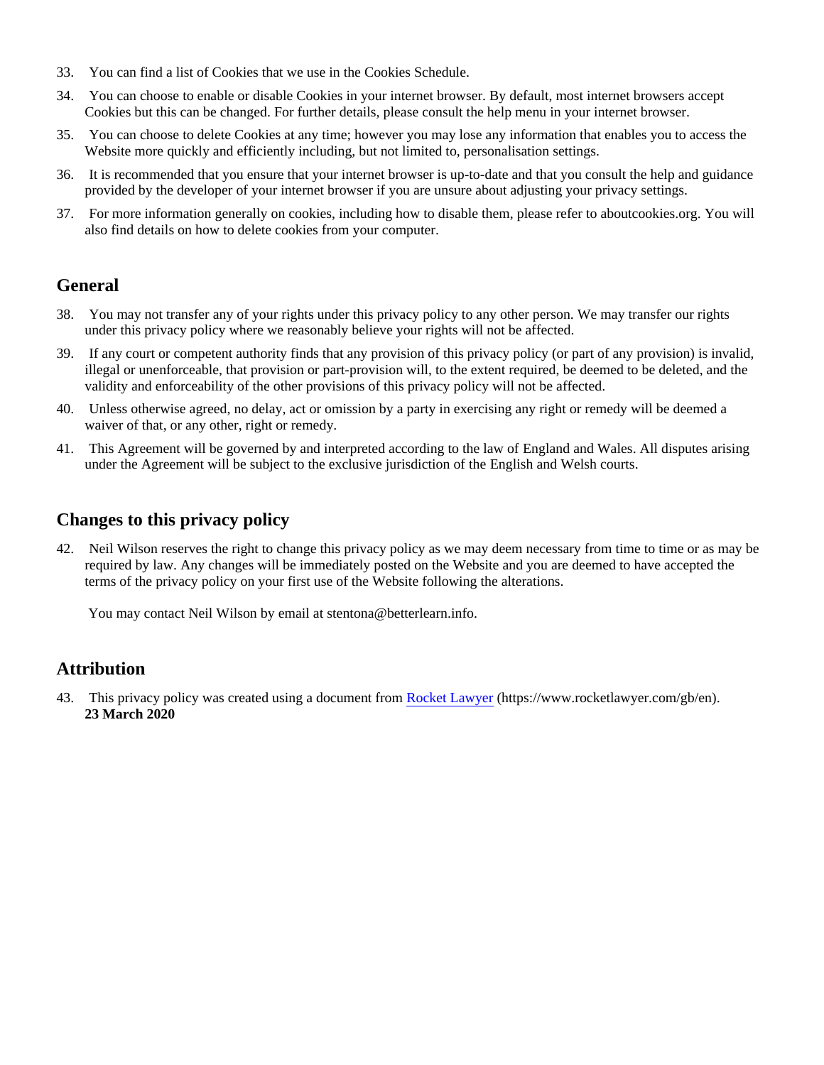33. You can find a list of Cookies that we use in the Cookies Schedule.
34. You can choose to enable or disable Cookies in your internet browser. By default, most internet browsers accept Cookies but this can be changed. For further details, please consult the help menu in your internet browser.
35. You can choose to delete Cookies at any time; however you may lose any information that enables you to access the Website more quickly and efficiently including, but not limited to, personalisation settings.
36. It is recommended that you ensure that your internet browser is up-to-date and that you consult the help and guidance provided by the developer of your internet browser if you are unsure about adjusting your privacy settings.
37. For more information generally on cookies, including how to disable them, please refer to aboutcookies.org. You will also find details on how to delete cookies from your computer.

## General

38. You may not transfer any of your rights under this privacy policy to any other person. We may transfer our rights under this privacy policy where we reasonably believe your rights will not be affected.
39. If any court or competent authority finds that any provision of this privacy policy (or part of any provision) is invalid, illegal or unenforceable, that provision or part-provision will, to the extent required, be deemed to be deleted, and the validity and enforceability of the other provisions of this privacy policy will not be affected.
40. Unless otherwise agreed, no delay, act or omission by a party in exercising any right or remedy will be deemed a waiver of that, or any other, right or remedy.
41. This Agreement will be governed by and interpreted according to the law of England and Wales. All disputes arising under the Agreement will be subject to the exclusive jurisdiction of the English and Welsh courts.

## Changes to this privacy policy

42. Neil Wilson reserves the right to change this privacy policy as we may deem necessary from time to time or as may be required by law. Any changes will be immediately posted on the Website and you are deemed to have accepted the terms of the privacy policy on your first use of the Website following the alterations.

    You may contact Neil Wilson by email at stentona@betterlearn.info.

## Attribution

43. This privacy policy was created using a document from [Rocket Lawyer](https://www.rocketlawyer.com/gb/en) (https://www.rocketlawyer.com/gb/en).
    **23 March 2020**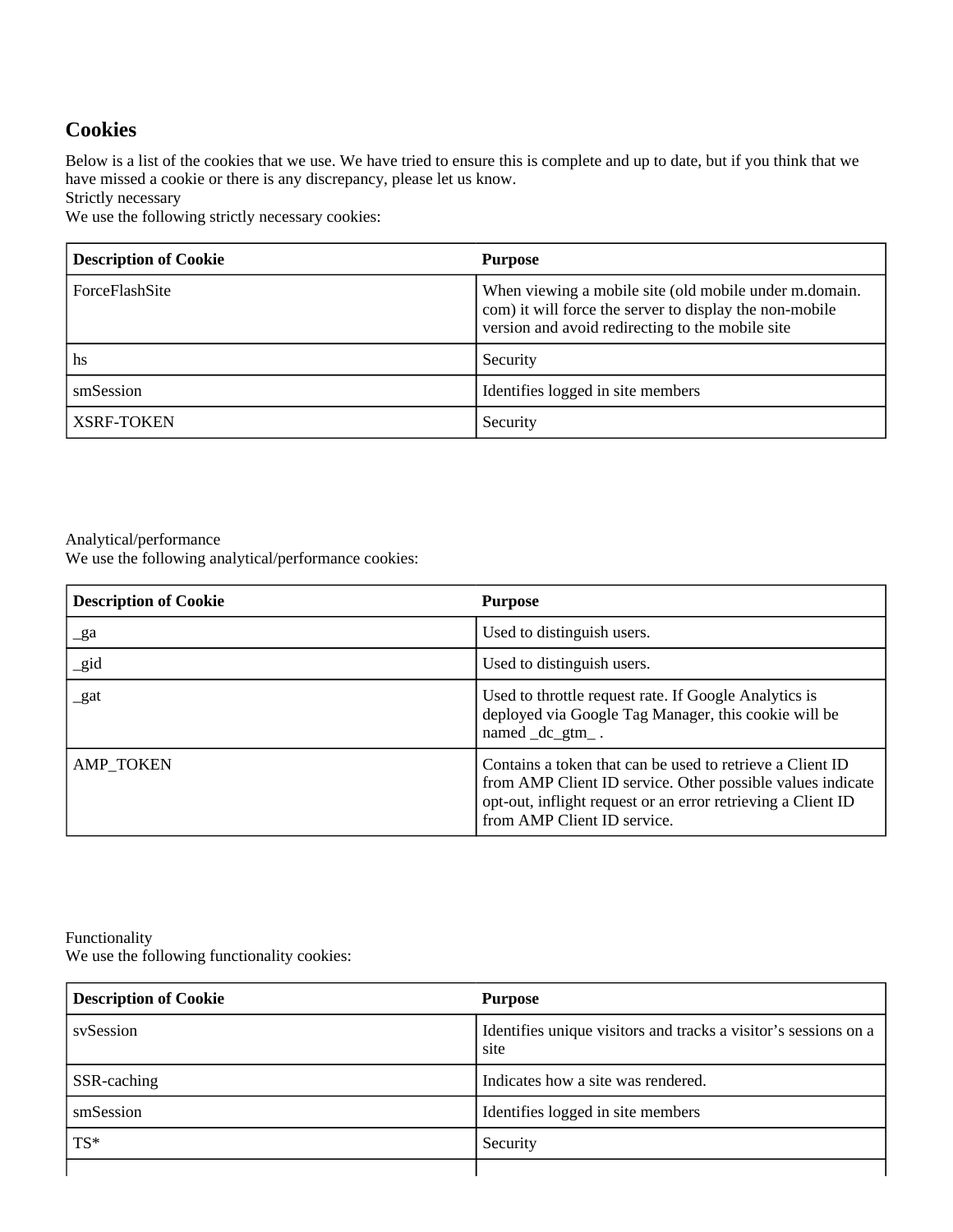## Cookies

Below is a list of the cookies that we use. We have tried to ensure this is complete and up to date, but if you think that we have missed a cookie or there is any discrepancy, please let us know.

Strictly necessary

We use the following strictly necessary cookies:

| Description of Cookie | Purpose |
| --- | --- |
| ForceFlashSite | When viewing a mobile site (old mobile under m.domain.com) it will force the server to display the non-mobile version and avoid redirecting to the mobile site |
| hs | Security |
| smSession | Identifies logged in site members |
| XSRF-TOKEN | Security |

Analytical/performance

We use the following analytical/performance cookies:

| Description of Cookie | Purpose |
| --- | --- |
| _ga | Used to distinguish users. |
| _gid | Used to distinguish users. |
| _gat | Used to throttle request rate. If Google Analytics is deployed via Google Tag Manager, this cookie will be named _dc_gtm_ . |
| AMP_TOKEN | Contains a token that can be used to retrieve a Client ID from AMP Client ID service. Other possible values indicate opt-out, inflight request or an error retrieving a Client ID from AMP Client ID service. |

Functionality

We use the following functionality cookies:

| Description of Cookie | Purpose |
| --- | --- |
| svSession | Identifies unique visitors and tracks a visitor's sessions on a site |
| SSR-caching | Indicates how a site was rendered. |
| smSession | Identifies logged in site members |
| TS* | Security |
| | |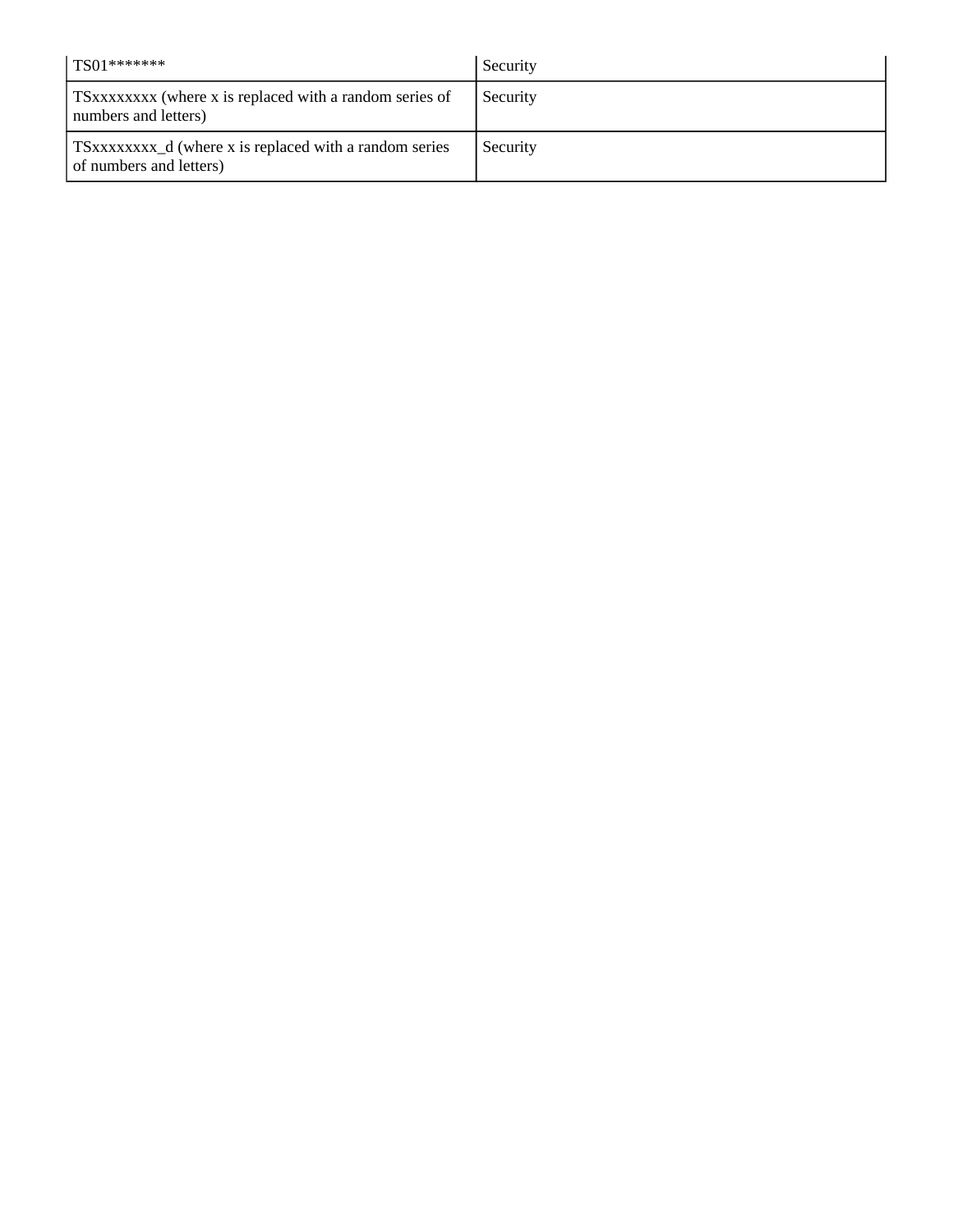| | |
|---|---|
| TS01******* | Security |
| TSxxxxxxxx (where x is replaced with a random series of numbers and letters) | Security |
| TSxxxxxxxx_d (where x is replaced with a random series of numbers and letters) | Security |